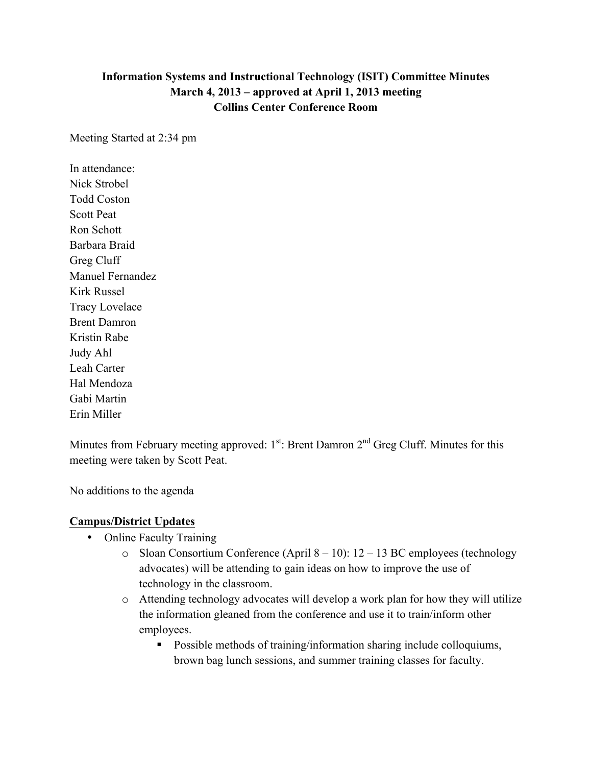# Information Systems and Instructional Technology (ISIT) Committee Minutes
## March 4, 2013 – approved at April 1, 2013 meeting
## Collins Center Conference Room

Meeting Started at 2:34 pm

In attendance:
Nick Strobel
Todd Coston
Scott Peat
Ron Schott
Barbara Braid
Greg Cluff
Manuel Fernandez
Kirk Russel
Tracy Lovelace
Brent Damron
Kristin Rabe
Judy Ahl
Leah Carter
Hal Mendoza
Gabi Martin
Erin Miller

Minutes from February meeting approved: 1st: Brent Damron 2nd Greg Cluff. Minutes for this meeting were taken by Scott Peat.

No additions to the agenda

**Campus/District Updates**

- Online Faculty Training
  - Sloan Consortium Conference (April 8 – 10): 12 – 13 BC employees (technology advocates) will be attending to gain ideas on how to improve the use of technology in the classroom.
  - Attending technology advocates will develop a work plan for how they will utilize the information gleaned from the conference and use it to train/inform other employees.
    - Possible methods of training/information sharing include colloquiums, brown bag lunch sessions, and summer training classes for faculty.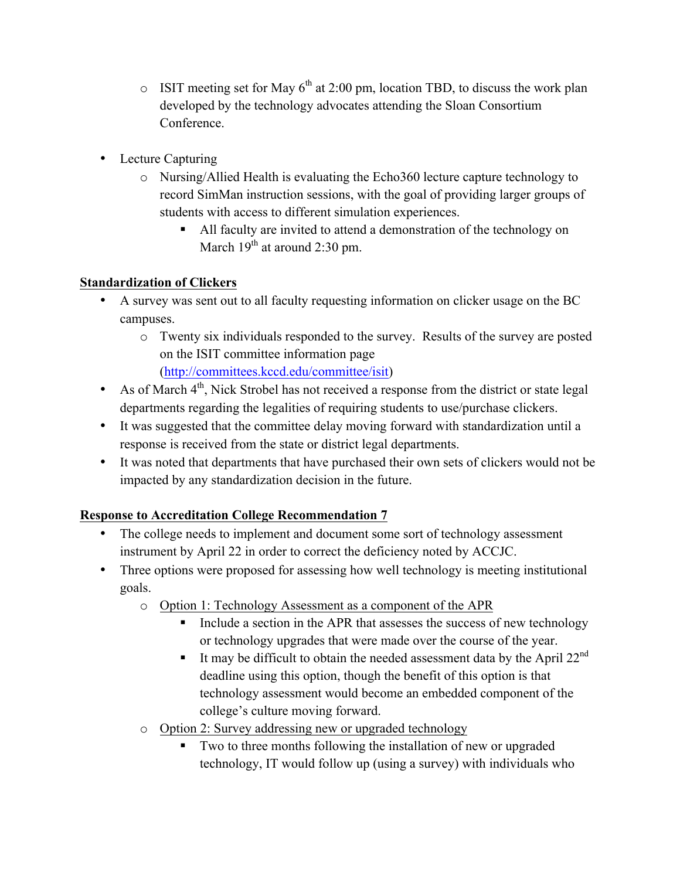- ISIT meeting set for May 6th at 2:00 pm, location TBD, to discuss the work plan developed by the technology advocates attending the Sloan Consortium Conference.

- Lecture Capturing
  - Nursing/Allied Health is evaluating the Echo360 lecture capture technology to record SimMan instruction sessions, with the goal of providing larger groups of students with access to different simulation experiences.
    - All faculty are invited to attend a demonstration of the technology on March 19th at around 2:30 pm.

**Standardization of Clickers**

- A survey was sent out to all faculty requesting information on clicker usage on the BC campuses.
  - Twenty six individuals responded to the survey. Results of the survey are posted on the ISIT committee information page (http://committees.kccd.edu/committee/isit)
- As of March 4th, Nick Strobel has not received a response from the district or state legal departments regarding the legalities of requiring students to use/purchase clickers.
- It was suggested that the committee delay moving forward with standardization until a response is received from the state or district legal departments.
- It was noted that departments that have purchased their own sets of clickers would not be impacted by any standardization decision in the future.

**Response to Accreditation College Recommendation 7**

- The college needs to implement and document some sort of technology assessment instrument by April 22 in order to correct the deficiency noted by ACCJC.
- Three options were proposed for assessing how well technology is meeting institutional goals.
  - Option 1: Technology Assessment as a component of the APR
    - Include a section in the APR that assesses the success of new technology or technology upgrades that were made over the course of the year.
    - It may be difficult to obtain the needed assessment data by the April 22nd deadline using this option, though the benefit of this option is that technology assessment would become an embedded component of the college's culture moving forward.
  - Option 2: Survey addressing new or upgraded technology
    - Two to three months following the installation of new or upgraded technology, IT would follow up (using a survey) with individuals who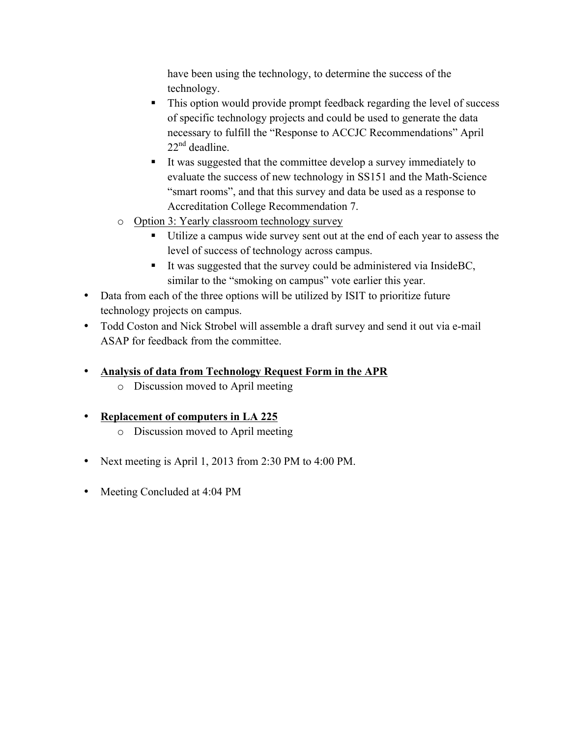have been using the technology, to determine the success of the technology.
    - This option would provide prompt feedback regarding the level of success of specific technology projects and could be used to generate the data necessary to fulfill the "Response to ACCJC Recommendations" April 22nd deadline.
    - It was suggested that the committee develop a survey immediately to evaluate the success of new technology in SS151 and the Math-Science "smart rooms", and that this survey and data be used as a response to Accreditation College Recommendation 7.
  - Option 3: Yearly classroom technology survey
    - Utilize a campus wide survey sent out at the end of each year to assess the level of success of technology across campus.
    - It was suggested that the survey could be administered via InsideBC, similar to the "smoking on campus" vote earlier this year.
- Data from each of the three options will be utilized by ISIT to prioritize future technology projects on campus.
- Todd Coston and Nick Strobel will assemble a draft survey and send it out via e-mail ASAP for feedback from the committee.

- **Analysis of data from Technology Request Form in the APR**
  - Discussion moved to April meeting

- **Replacement of computers in LA 225**
  - Discussion moved to April meeting

- Next meeting is April 1, 2013 from 2:30 PM to 4:00 PM.

- Meeting Concluded at 4:04 PM